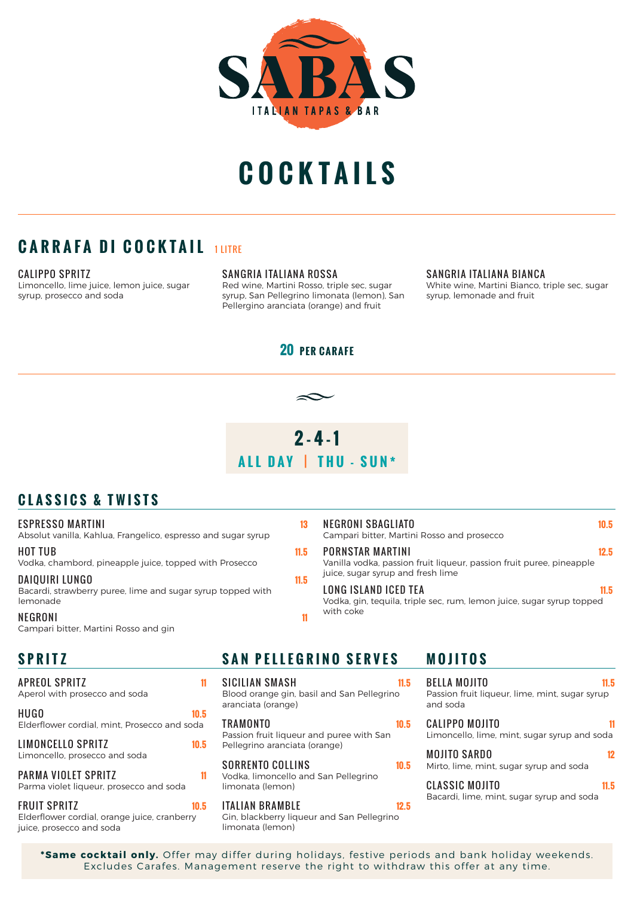# SABAS

ITALIAN TAPAS & BAR

# COCKTAILS

## CARRAFA DI COCKTAIL 1 LITRE

**CALIPPO SPRITZ**
Limoncello, lime juice, lemon juice, sugar syrup, prosecco and soda

**SANGRIA ITALIANA ROSSA**
Red wine, Martini Rosso, triple sec, sugar syrup, San Pellegrino limonata (lemon), San Pellergino aranciata (orange) and fruit

**SANGRIA ITALIANA BIANCA**
White wine, Martini Bianco, triple sec, sugar syrup, lemonade and fruit

**20 PER CARAFE**

## 2-4-1

**ALL DAY | THU - SUN***

## CLASSICS & TWISTS

**ESPRESSO MARTINI** 13
Absolut vanilla, Kahlua, Frangelico, espresso and sugar syrup

**HOT TUB** 11.5
Vodka, chambord, pineapple juice, topped with Prosecco

**DAIQUIRI LUNGO** 11.5
Bacardi, strawberry puree, lime and sugar syrup topped with lemonade

**NEGRONI** 11
Campari bitter, Martini Rosso and gin

**NEGRONI SBAGLIATO** 10.5
Campari bitter, Martini Rosso and prosecco

**PORNSTAR MARTINI** 12.5
Vanilla vodka, passion fruit liqueur, passion fruit puree, pineapple juice, sugar syrup and fresh lime

**LONG ISLAND ICED TEA** 11.5
Vodka, gin, tequila, triple sec, rum, lemon juice, sugar syrup topped with coke

## SPRITZ

**APREOL SPRITZ** 11
Aperol with prosecco and soda

**HUGO** 10.5
Elderflower cordial, mint, Prosecco and soda

**LIMONCELLO SPRITZ** 10.5
Limoncello, prosecco and soda

**PARMA VIOLET SPRITZ** 11
Parma violet liqueur, prosecco and soda

**FRUIT SPRITZ** 10.5
Elderflower cordial, orange juice, cranberry juice, prosecco and soda

## SAN PELLEGRINO SERVES

**SICILIAN SMASH** 11.5
Blood orange gin, basil and San Pellegrino aranciata (orange)

**TRAMONTO** 10.5
Passion fruit liqueur and puree with San Pellegrino aranciata (orange)

**SORRENTO COLLINS** 10.5
Vodka, limoncello and San Pellegrino limonata (lemon)

**ITALIAN BRAMBLE** 12.5
Gin, blackberry liqueur and San Pellegrino limonata (lemon)

## MOJITOS

**BELLA MOJITO** 11.5
Passion fruit liqueur, lime, mint, sugar syrup and soda

**CALIPPO MOJITO** 11
Limoncello, lime, mint, sugar syrup and soda

**MOJITO SARDO** 12
Mirto, lime, mint, sugar syrup and soda

**CLASSIC MOJITO** 11.5
Bacardi, lime, mint, sugar syrup and soda

***Same cocktail only.** Offer may differ during holidays, festive periods and bank holiday weekends. Excludes Carafes. Management reserve the right to withdraw this offer at any time.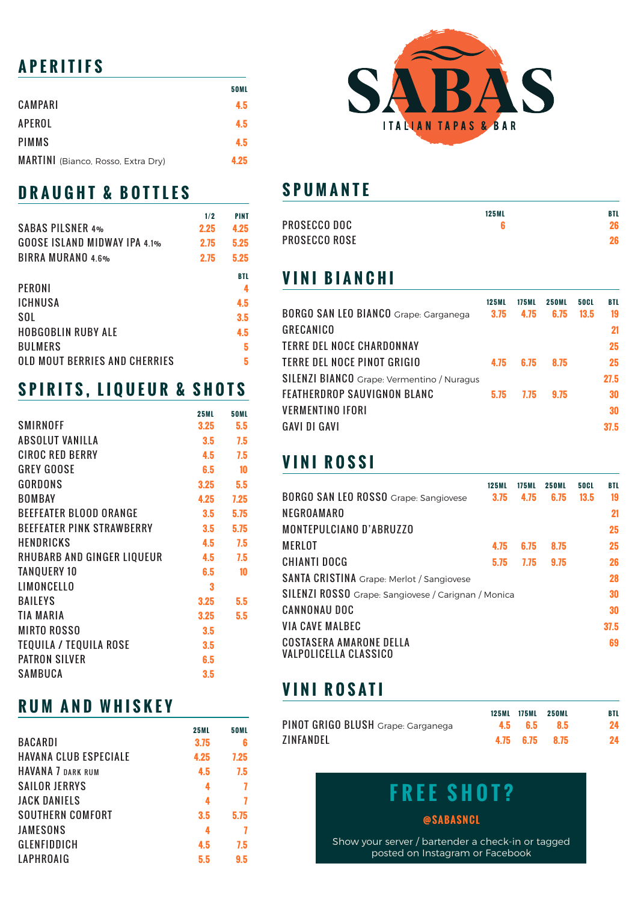## APERITIFS

| | 50ML |
|---|---|
| CAMPARI | 4.5 |
| APEROL | 4.5 |
| PIMMS | 4.5 |
| MARTINI (Bianco, Rosso, Extra Dry) | 4.25 |

## DRAUGHT & BOTTLES

| | 1/2 | PINT |
|---|---|---|
| SABAS PILSNER 4% | 2.25 | 4.25 |
| GOOSE ISLAND MIDWAY IPA 4.1% | 2.75 | 5.25 |
| BIRRA MURANO 4.6% | 2.75 | 5.25 |

| | BTL |
|---|---|
| PERONI | 4 |
| ICHNUSA | 4.5 |
| SOL | 3.5 |
| HOBGOBLIN RUBY ALE | 4.5 |
| BULMERS | 5 |
| OLD MOUT BERRIES AND CHERRIES | 5 |

## SPIRITS, LIQUEUR & SHOTS

| | 25ML | 50ML |
|---|---|---|
| SMIRNOFF | 3.25 | 5.5 |
| ABSOLUT VANILLA | 3.5 | 7.5 |
| CIROC RED BERRY | 4.5 | 7.5 |
| GREY GOOSE | 6.5 | 10 |
| GORDONS | 3.25 | 5.5 |
| BOMBAY | 4.25 | 7.25 |
| BEEFEATER BLOOD ORANGE | 3.5 | 5.75 |
| BEEFEATER PINK STRAWBERRY | 3.5 | 5.75 |
| HENDRICKS | 4.5 | 7.5 |
| RHUBARB AND GINGER LIQUEUR | 4.5 | 7.5 |
| TANQUERY 10 | 6.5 | 10 |
| LIMONCELLO | 3 | |
| BAILEYS | 3.25 | 5.5 |
| TIA MARIA | 3.25 | 5.5 |
| MIRTO ROSSO | 3.5 | |
| TEQUILA / TEQUILA ROSE | 3.5 | |
| PATRON SILVER | 6.5 | |
| SAMBUCA | 3.5 | |

## RUM AND WHISKEY

| | 25ML | 50ML |
|---|---|---|
| BACARDI | 3.75 | 6 |
| HAVANA CLUB ESPECIALE | 4.25 | 7.25 |
| HAVANA 7 DARK RUM | 4.5 | 7.5 |
| SAILOR JERRYS | 4 | 7 |
| JACK DANIELS | 4 | 7 |
| SOUTHERN COMFORT | 3.5 | 5.75 |
| JAMESONS | 4 | 7 |
| GLENFIDDICH | 4.5 | 7.5 |
| LAPHROAIG | 5.5 | 9.5 |

# SABAS
ITALIAN TAPAS & BAR

## SPUMANTE

| | 125ML | BTL |
|---|---|---|
| PROSECCO DOC | 6 | 26 |
| PROSECCO ROSE | | 26 |

## VINI BIANCHI

| | 125ML | 175ML | 250ML | 50CL | BTL |
|---|---|---|---|---|---|
| BORGO SAN LEO BIANCO Grape: Garganega | 3.75 | 4.75 | 6.75 | 13.5 | 19 |
| GRECANICO | | | | | 21 |
| TERRE DEL NOCE CHARDONNAY | | | | | 25 |
| TERRE DEL NOCE PINOT GRIGIO | 4.75 | 6.75 | 8.75 | | 25 |
| SILENZI BIANCO Grape: Vermentino / Nuragus | | | | | 27.5 |
| FEATHERDROP SAUVIGNON BLANC | 5.75 | 7.75 | 9.75 | | 30 |
| VERMENTINO IFORI | | | | | 30 |
| GAVI DI GAVI | | | | | 37.5 |

## VINI ROSSI

| | 125ML | 175ML | 250ML | 50CL | BTL |
|---|---|---|---|---|---|
| BORGO SAN LEO ROSSO Grape: Sangiovese | 3.75 | 4.75 | 6.75 | 13.5 | 19 |
| NEGROAMARO | | | | | 21 |
| MONTEPULCIANO D'ABRUZZO | | | | | 25 |
| MERLOT | 4.75 | 6.75 | 8.75 | | 25 |
| CHIANTI DOCG | 5.75 | 7.75 | 9.75 | | 26 |
| SANTA CRISTINA Grape: Merlot / Sangiovese | | | | | 28 |
| SILENZI ROSSO Grape: Sangiovese / Carignan / Monica | | | | | 30 |
| CANNONAU DOC | | | | | 30 |
| VIA CAVE MALBEC | | | | | 37.5 |
| COSTASERA AMARONE DELLA VALPOLICELLA CLASSICO | | | | | 69 |

## VINI ROSATI

| | 125ML | 175ML | 250ML | BTL |
|---|---|---|---|---|
| PINOT GRIGO BLUSH Grape: Garganega | 4.5 | 6.5 | 8.5 | 24 |
| ZINFANDEL | 4.75 | 6.75 | 8.75 | 24 |

## FREE SHOT?

**@SABASNCL**

Show your server / bartender a check-in or tagged posted on Instagram or Facebook